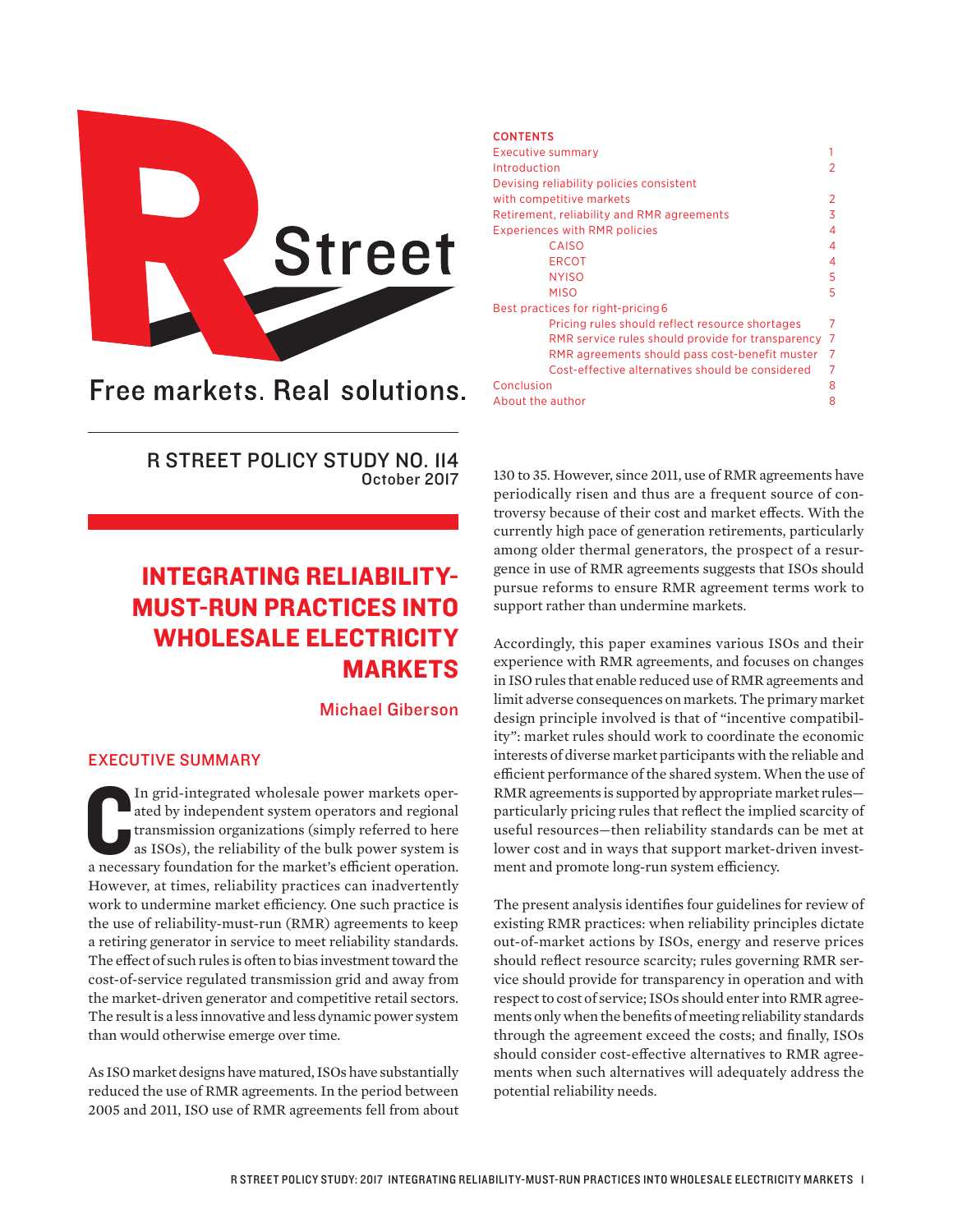R Street

Free markets. Real solutions.

R STREET POLICY STUDY NO. 114
October 2017

# INTEGRATING RELIABILITY-MUST-RUN PRACTICES INTO WHOLESALE ELECTRICITY MARKETS

Michael Giberson

**CONTENTS**

| | |
|---|---|
| Executive summary | 1 |
| Introduction | 2 |
| Devising reliability policies consistent with competitive markets | 2 |
| Retirement, reliability and RMR agreements | 3 |
| Experiences with RMR policies | 4 |
| CAISO | 4 |
| ERCOT | 4 |
| NYISO | 5 |
| MISO | 5 |
| Best practices for right-pricing | 6 |
| Pricing rules should reflect resource shortages | 7 |
| RMR service rules should provide for transparency | 7 |
| RMR agreements should pass cost-benefit muster | 7 |
| Cost-effective alternatives should be considered | 7 |
| Conclusion | 8 |
| About the author | 8 |

## EXECUTIVE SUMMARY

In grid-integrated wholesale power markets operated by independent system operators and regional transmission organizations (simply referred to here as ISOs), the reliability of the bulk power system is a necessary foundation for the market's efficient operation. However, at times, reliability practices can inadvertently work to undermine market efficiency. One such practice is the use of reliability-must-run (RMR) agreements to keep a retiring generator in service to meet reliability standards. The effect of such rules is often to bias investment toward the cost-of-service regulated transmission grid and away from the market-driven generator and competitive retail sectors. The result is a less innovative and less dynamic power system than would otherwise emerge over time.

As ISO market designs have matured, ISOs have substantially reduced the use of RMR agreements. In the period between 2005 and 2011, ISO use of RMR agreements fell from about 130 to 35. However, since 2011, use of RMR agreements have periodically risen and thus are a frequent source of controversy because of their cost and market effects. With the currently high pace of generation retirements, particularly among older thermal generators, the prospect of a resurgence in use of RMR agreements suggests that ISOs should pursue reforms to ensure RMR agreement terms work to support rather than undermine markets.

Accordingly, this paper examines various ISOs and their experience with RMR agreements, and focuses on changes in ISO rules that enable reduced use of RMR agreements and limit adverse consequences on markets. The primary market design principle involved is that of "incentive compatibility": market rules should work to coordinate the economic interests of diverse market participants with the reliable and efficient performance of the shared system. When the use of RMR agreements is supported by appropriate market rules—particularly pricing rules that reflect the implied scarcity of useful resources—then reliability standards can be met at lower cost and in ways that support market-driven investment and promote long-run system efficiency.

The present analysis identifies four guidelines for review of existing RMR practices: when reliability principles dictate out-of-market actions by ISOs, energy and reserve prices should reflect resource scarcity; rules governing RMR service should provide for transparency in operation and with respect to cost of service; ISOs should enter into RMR agreements only when the benefits of meeting reliability standards through the agreement exceed the costs; and finally, ISOs should consider cost-effective alternatives to RMR agreements when such alternatives will adequately address the potential reliability needs.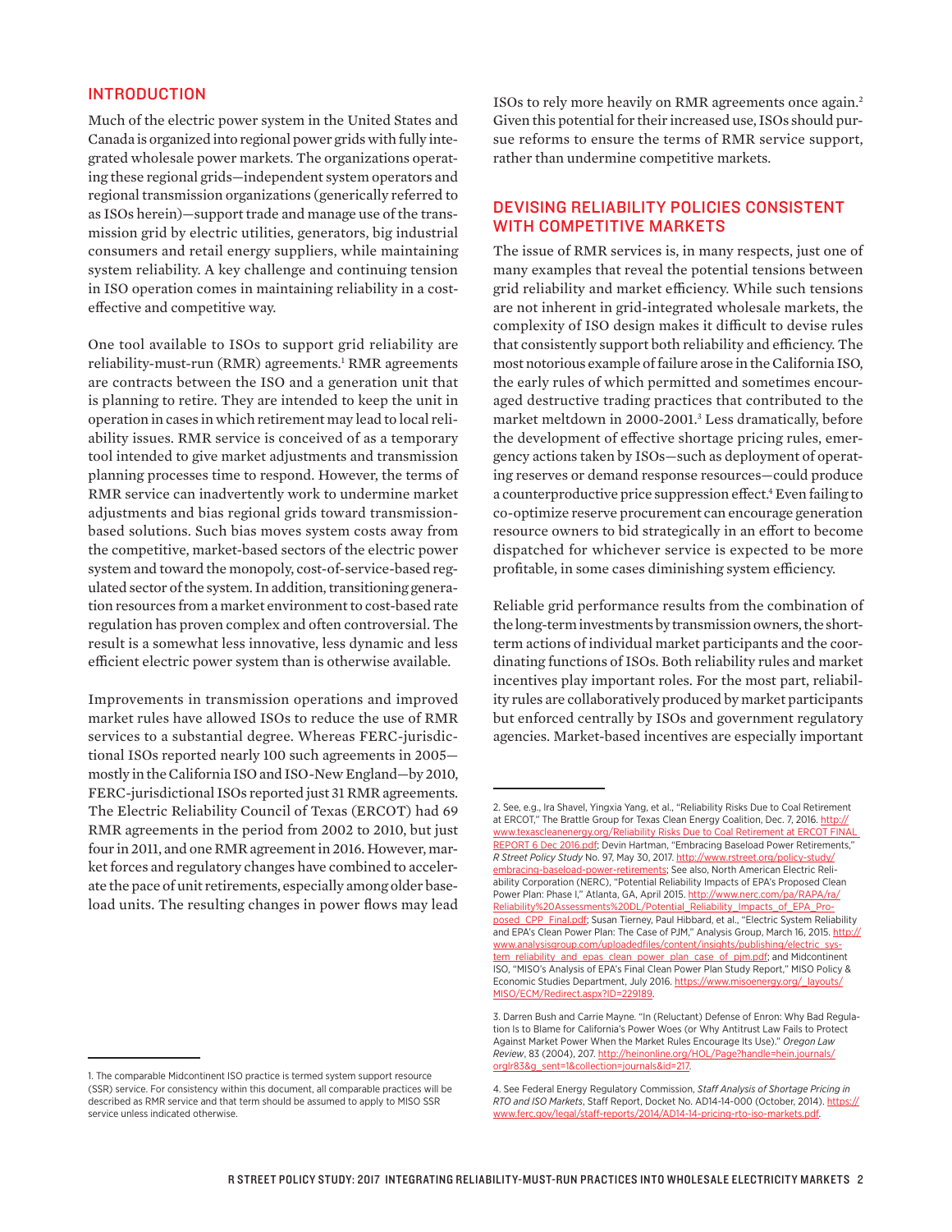## INTRODUCTION

Much of the electric power system in the United States and Canada is organized into regional power grids with fully integrated wholesale power markets. The organizations operating these regional grids—independent system operators and regional transmission organizations (generically referred to as ISOs herein)—support trade and manage use of the transmission grid by electric utilities, generators, big industrial consumers and retail energy suppliers, while maintaining system reliability. A key challenge and continuing tension in ISO operation comes in maintaining reliability in a cost-effective and competitive way.

One tool available to ISOs to support grid reliability are reliability-must-run (RMR) agreements.[1] RMR agreements are contracts between the ISO and a generation unit that is planning to retire. They are intended to keep the unit in operation in cases in which retirement may lead to local reliability issues. RMR service is conceived of as a temporary tool intended to give market adjustments and transmission planning processes time to respond. However, the terms of RMR service can inadvertently work to undermine market adjustments and bias regional grids toward transmission-based solutions. Such bias moves system costs away from the competitive, market-based sectors of the electric power system and toward the monopoly, cost-of-service-based regulated sector of the system. In addition, transitioning generation resources from a market environment to cost-based rate regulation has proven complex and often controversial. The result is a somewhat less innovative, less dynamic and less efficient electric power system than is otherwise available.

Improvements in transmission operations and improved market rules have allowed ISOs to reduce the use of RMR services to a substantial degree. Whereas FERC-jurisdictional ISOs reported nearly 100 such agreements in 2005—mostly in the California ISO and ISO-New England—by 2010, FERC-jurisdictional ISOs reported just 31 RMR agreements. The Electric Reliability Council of Texas (ERCOT) had 69 RMR agreements in the period from 2002 to 2010, but just four in 2011, and one RMR agreement in 2016. However, market forces and regulatory changes have combined to accelerate the pace of unit retirements, especially among older baseload units. The resulting changes in power flows may lead ISOs to rely more heavily on RMR agreements once again.[2] Given this potential for their increased use, ISOs should pursue reforms to ensure the terms of RMR service support, rather than undermine competitive markets.

## DEVISING RELIABILITY POLICIES CONSISTENT WITH COMPETITIVE MARKETS

The issue of RMR services is, in many respects, just one of many examples that reveal the potential tensions between grid reliability and market efficiency. While such tensions are not inherent in grid-integrated wholesale markets, the complexity of ISO design makes it difficult to devise rules that consistently support both reliability and efficiency. The most notorious example of failure arose in the California ISO, the early rules of which permitted and sometimes encouraged destructive trading practices that contributed to the market meltdown in 2000-2001.[3] Less dramatically, before the development of effective shortage pricing rules, emergency actions taken by ISOs—such as deployment of operating reserves or demand response resources—could produce a counterproductive price suppression effect.[4] Even failing to co-optimize reserve procurement can encourage generation resource owners to bid strategically in an effort to become dispatched for whichever service is expected to be more profitable, in some cases diminishing system efficiency.

Reliable grid performance results from the combination of the long-term investments by transmission owners, the short-term actions of individual market participants and the coordinating functions of ISOs. Both reliability rules and market incentives play important roles. For the most part, reliability rules are collaboratively produced by market participants but enforced centrally by ISOs and government regulatory agencies. Market-based incentives are especially important

---

1. The comparable Midcontinent ISO practice is termed system support resource (SSR) service. For consistency within this document, all comparable practices will be described as RMR service and that term should be assumed to apply to MISO SSR service unless indicated otherwise.

2. See, e.g., Ira Shavel, Yingxia Yang, et al., "Reliability Risks Due to Coal Retirement at ERCOT," The Brattle Group for Texas Clean Energy Coalition, Dec. 7, 2016. http://www.texascleanenergy.org/Reliability Risks Due to Coal Retirement at ERCOT FINAL REPORT 6 Dec 2016.pdf; Devin Hartman, "Embracing Baseload Power Retirements," *R Street Policy Study* No. 97, May 30, 2017. http://www.rstreet.org/policy-study/embracing-baseload-power-retirements; See also, North American Electric Reliability Corporation (NERC), "Potential Reliability Impacts of EPA's Proposed Clean Power Plan: Phase I," Atlanta, GA, April 2015. http://www.nerc.com/pa/RAPA/ra/Reliability%20Assessments%20DL/Potential_Reliability_Impacts_of_EPA_Proposed_CPP_Final.pdf; Susan Tierney, Paul Hibbard, et al., "Electric System Reliability and EPA's Clean Power Plan: The Case of PJM," Analysis Group, March 16, 2015. http://www.analysisgroup.com/uploadedfiles/content/insights/publishing/electric_system_reliability_and_epas_clean_power_plan_case_of_pjm.pdf; and Midcontinent ISO, "MISO's Analysis of EPA's Final Clean Power Plan Study Report," MISO Policy & Economic Studies Department, July 2016. https://www.misoenergy.org/_layouts/MISO/ECM/Redirect.aspx?ID=229189.

3. Darren Bush and Carrie Mayne. "In (Reluctant) Defense of Enron: Why Bad Regulation Is to Blame for California's Power Woes (or Why Antitrust Law Fails to Protect Against Market Power When the Market Rules Encourage Its Use)." *Oregon Law Review*, 83 (2004), 207. http://heinonline.org/HOL/Page?handle=hein.journals/orglr83&g_sent=1&collection=journals&id=217.

4. See Federal Energy Regulatory Commission, *Staff Analysis of Shortage Pricing in RTO and ISO Markets*, Staff Report, Docket No. AD14-14-000 (October, 2014). https://www.ferc.gov/legal/staff-reports/2014/AD14-14-pricing-rto-iso-markets.pdf.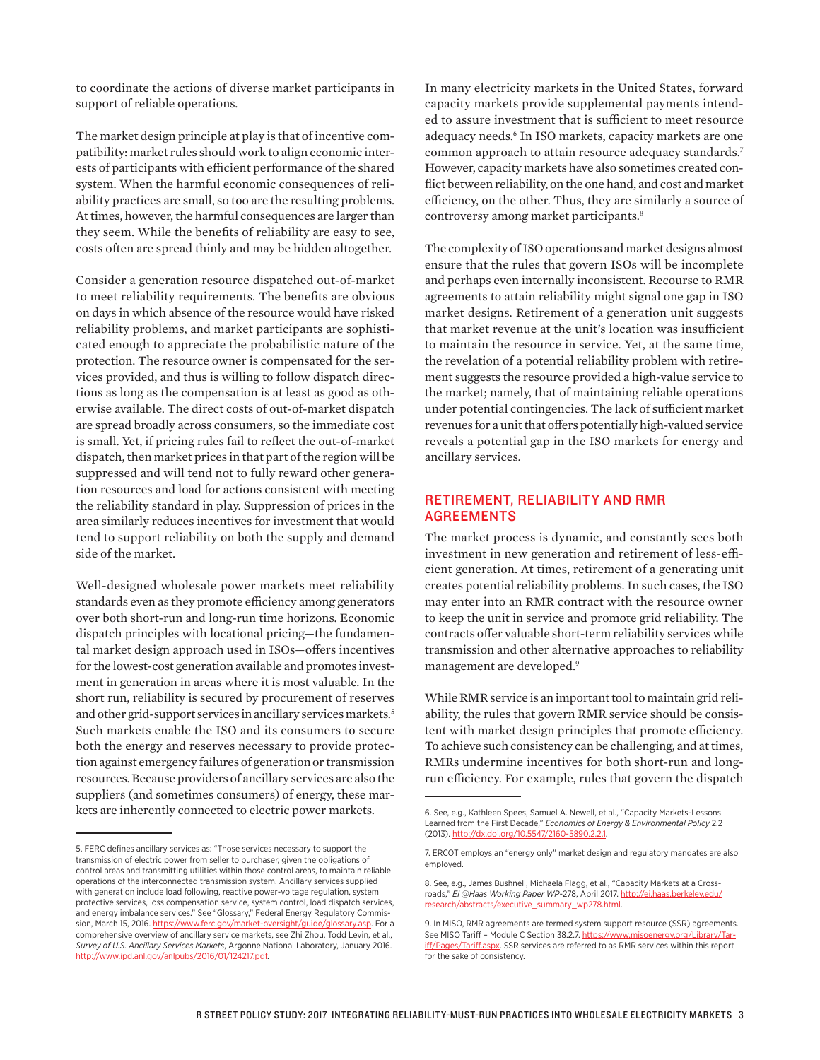to coordinate the actions of diverse market participants in support of reliable operations.

The market design principle at play is that of incentive compatibility: market rules should work to align economic interests of participants with efficient performance of the shared system. When the harmful economic consequences of reliability practices are small, so too are the resulting problems. At times, however, the harmful consequences are larger than they seem. While the benefits of reliability are easy to see, costs often are spread thinly and may be hidden altogether.

Consider a generation resource dispatched out-of-market to meet reliability requirements. The benefits are obvious on days in which absence of the resource would have risked reliability problems, and market participants are sophisticated enough to appreciate the probabilistic nature of the protection. The resource owner is compensated for the services provided, and thus is willing to follow dispatch directions as long as the compensation is at least as good as otherwise available. The direct costs of out-of-market dispatch are spread broadly across consumers, so the immediate cost is small. Yet, if pricing rules fail to reflect the out-of-market dispatch, then market prices in that part of the region will be suppressed and will tend not to fully reward other generation resources and load for actions consistent with meeting the reliability standard in play. Suppression of prices in the area similarly reduces incentives for investment that would tend to support reliability on both the supply and demand side of the market.

Well-designed wholesale power markets meet reliability standards even as they promote efficiency among generators over both short-run and long-run time horizons. Economic dispatch principles with locational pricing—the fundamental market design approach used in ISOs—offers incentives for the lowest-cost generation available and promotes investment in generation in areas where it is most valuable. In the short run, reliability is secured by procurement of reserves and other grid-support services in ancillary services markets.[5] Such markets enable the ISO and its consumers to secure both the energy and reserves necessary to provide protection against emergency failures of generation or transmission resources. Because providers of ancillary services are also the suppliers (and sometimes consumers) of energy, these markets are inherently connected to electric power markets.

In many electricity markets in the United States, forward capacity markets provide supplemental payments intended to assure investment that is sufficient to meet resource adequacy needs.[6] In ISO markets, capacity markets are one common approach to attain resource adequacy standards.[7] However, capacity markets have also sometimes created conflict between reliability, on the one hand, and cost and market efficiency, on the other. Thus, they are similarly a source of controversy among market participants.[8]

The complexity of ISO operations and market designs almost ensure that the rules that govern ISOs will be incomplete and perhaps even internally inconsistent. Recourse to RMR agreements to attain reliability might signal one gap in ISO market designs. Retirement of a generation unit suggests that market revenue at the unit's location was insufficient to maintain the resource in service. Yet, at the same time, the revelation of a potential reliability problem with retirement suggests the resource provided a high-value service to the market; namely, that of maintaining reliable operations under potential contingencies. The lack of sufficient market revenues for a unit that offers potentially high-valued service reveals a potential gap in the ISO markets for energy and ancillary services.

## RETIREMENT, RELIABILITY AND RMR AGREEMENTS

The market process is dynamic, and constantly sees both investment in new generation and retirement of less-efficient generation. At times, retirement of a generating unit creates potential reliability problems. In such cases, the ISO may enter into an RMR contract with the resource owner to keep the unit in service and promote grid reliability. The contracts offer valuable short-term reliability services while transmission and other alternative approaches to reliability management are developed.[9]

While RMR service is an important tool to maintain grid reliability, the rules that govern RMR service should be consistent with market design principles that promote efficiency. To achieve such consistency can be challenging, and at times, RMRs undermine incentives for both short-run and long-run efficiency. For example, rules that govern the dispatch

---

5. FERC defines ancillary services as: "Those services necessary to support the transmission of electric power from seller to purchaser, given the obligations of control areas and transmitting utilities within those control areas, to maintain reliable operations of the interconnected transmission system. Ancillary services supplied with generation include load following, reactive power-voltage regulation, system protective services, loss compensation service, system control, load dispatch services, and energy imbalance services." See "Glossary," Federal Energy Regulatory Commission, March 15, 2016. https://www.ferc.gov/market-oversight/guide/glossary.asp. For a comprehensive overview of ancillary service markets, see Zhi Zhou, Todd Levin, et al., *Survey of U.S. Ancillary Services Markets*, Argonne National Laboratory, January 2016. http://www.ipd.anl.gov/anlpubs/2016/01/124217.pdf.

6. See, e.g., Kathleen Spees, Samuel A. Newell, et al., "Capacity Markets-Lessons Learned from the First Decade," *Economics of Energy & Environmental Policy* 2.2 (2013). http://dx.doi.org/10.5547/2160-5890.2.2.1.

7. ERCOT employs an "energy only" market design and regulatory mandates are also employed.

8. See, e.g., James Bushnell, Michaela Flagg, et al., "Capacity Markets at a Crossroads," *EI @Haas Working Paper WP*-278, April 2017. http://ei.haas.berkeley.edu/research/abstracts/executive_summary_wp278.html.

9. In MISO, RMR agreements are termed system support resource (SSR) agreements. See MISO Tariff – Module C Section 38.2.7. https://www.misoenergy.org/Library/Tariff/Pages/Tariff.aspx. SSR services are referred to as RMR services within this report for the sake of consistency.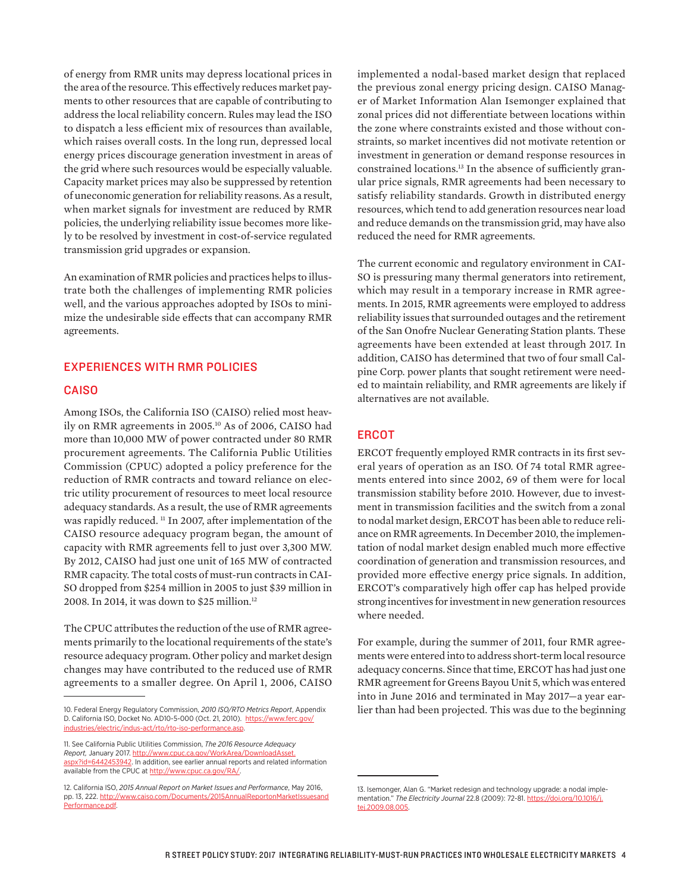of energy from RMR units may depress locational prices in the area of the resource. This effectively reduces market payments to other resources that are capable of contributing to address the local reliability concern. Rules may lead the ISO to dispatch a less efficient mix of resources than available, which raises overall costs. In the long run, depressed local energy prices discourage generation investment in areas of the grid where such resources would be especially valuable. Capacity market prices may also be suppressed by retention of uneconomic generation for reliability reasons. As a result, when market signals for investment are reduced by RMR policies, the underlying reliability issue becomes more likely to be resolved by investment in cost-of-service regulated transmission grid upgrades or expansion.

An examination of RMR policies and practices helps to illustrate both the challenges of implementing RMR policies well, and the various approaches adopted by ISOs to minimize the undesirable side effects that can accompany RMR agreements.

## EXPERIENCES WITH RMR POLICIES

### CAISO

Among ISOs, the California ISO (CAISO) relied most heavily on RMR agreements in 2005.[10] As of 2006, CAISO had more than 10,000 MW of power contracted under 80 RMR procurement agreements. The California Public Utilities Commission (CPUC) adopted a policy preference for the reduction of RMR contracts and toward reliance on electric utility procurement of resources to meet local resource adequacy standards. As a result, the use of RMR agreements was rapidly reduced. [11] In 2007, after implementation of the CAISO resource adequacy program began, the amount of capacity with RMR agreements fell to just over 3,300 MW. By 2012, CAISO had just one unit of 165 MW of contracted RMR capacity. The total costs of must-run contracts in CAISO dropped from $254 million in 2005 to just $39 million in 2008. In 2014, it was down to $25 million.[12]

The CPUC attributes the reduction of the use of RMR agreements primarily to the locational requirements of the state's resource adequacy program. Other policy and market design changes may have contributed to the reduced use of RMR agreements to a smaller degree. On April 1, 2006, CAISO implemented a nodal-based market design that replaced the previous zonal energy pricing design. CAISO Manager of Market Information Alan Isemonger explained that zonal prices did not differentiate between locations within the zone where constraints existed and those without constraints, so market incentives did not motivate retention or investment in generation or demand response resources in constrained locations.[13] In the absence of sufficiently granular price signals, RMR agreements had been necessary to satisfy reliability standards. Growth in distributed energy resources, which tend to add generation resources near load and reduce demands on the transmission grid, may have also reduced the need for RMR agreements.

The current economic and regulatory environment in CAISO is pressuring many thermal generators into retirement, which may result in a temporary increase in RMR agreements. In 2015, RMR agreements were employed to address reliability issues that surrounded outages and the retirement of the San Onofre Nuclear Generating Station plants. These agreements have been extended at least through 2017. In addition, CAISO has determined that two of four small Calpine Corp. power plants that sought retirement were needed to maintain reliability, and RMR agreements are likely if alternatives are not available.

### ERCOT

ERCOT frequently employed RMR contracts in its first several years of operation as an ISO. Of 74 total RMR agreements entered into since 2002, 69 of them were for local transmission stability before 2010. However, due to investment in transmission facilities and the switch from a zonal to nodal market design, ERCOT has been able to reduce reliance on RMR agreements. In December 2010, the implementation of nodal market design enabled much more effective coordination of generation and transmission resources, and provided more effective energy price signals. In addition, ERCOT's comparatively high offer cap has helped provide strong incentives for investment in new generation resources where needed.

For example, during the summer of 2011, four RMR agreements were entered into to address short-term local resource adequacy concerns. Since that time, ERCOT has had just one RMR agreement for Greens Bayou Unit 5, which was entered into in June 2016 and terminated in May 2017—a year earlier than had been projected. This was due to the beginning

---

10. Federal Energy Regulatory Commission, *2010 ISO/RTO Metrics Report*, Appendix D. California ISO, Docket No. AD10-5-000 (Oct. 21, 2010). https://www.ferc.gov/industries/electric/indus-act/rto/rto-iso-performance.asp.

11. See California Public Utilities Commission, *The 2016 Resource Adequacy Report,* January 2017. http://www.cpuc.ca.gov/WorkArea/DownloadAsset.aspx?id=6442453942. In addition, see earlier annual reports and related information available from the CPUC at http://www.cpuc.ca.gov/RA/.

12. California ISO, *2015 Annual Report on Market Issues and Performance*, May 2016, pp. 13, 222. http://www.caiso.com/Documents/2015AnnualReportonMarketIssuesandPerformance.pdf.

13. Isemonger, Alan G. "Market redesign and technology upgrade: a nodal implementation." *The Electricity Journal* 22.8 (2009): 72-81. https://doi.org/10.1016/j.tej.2009.08.005.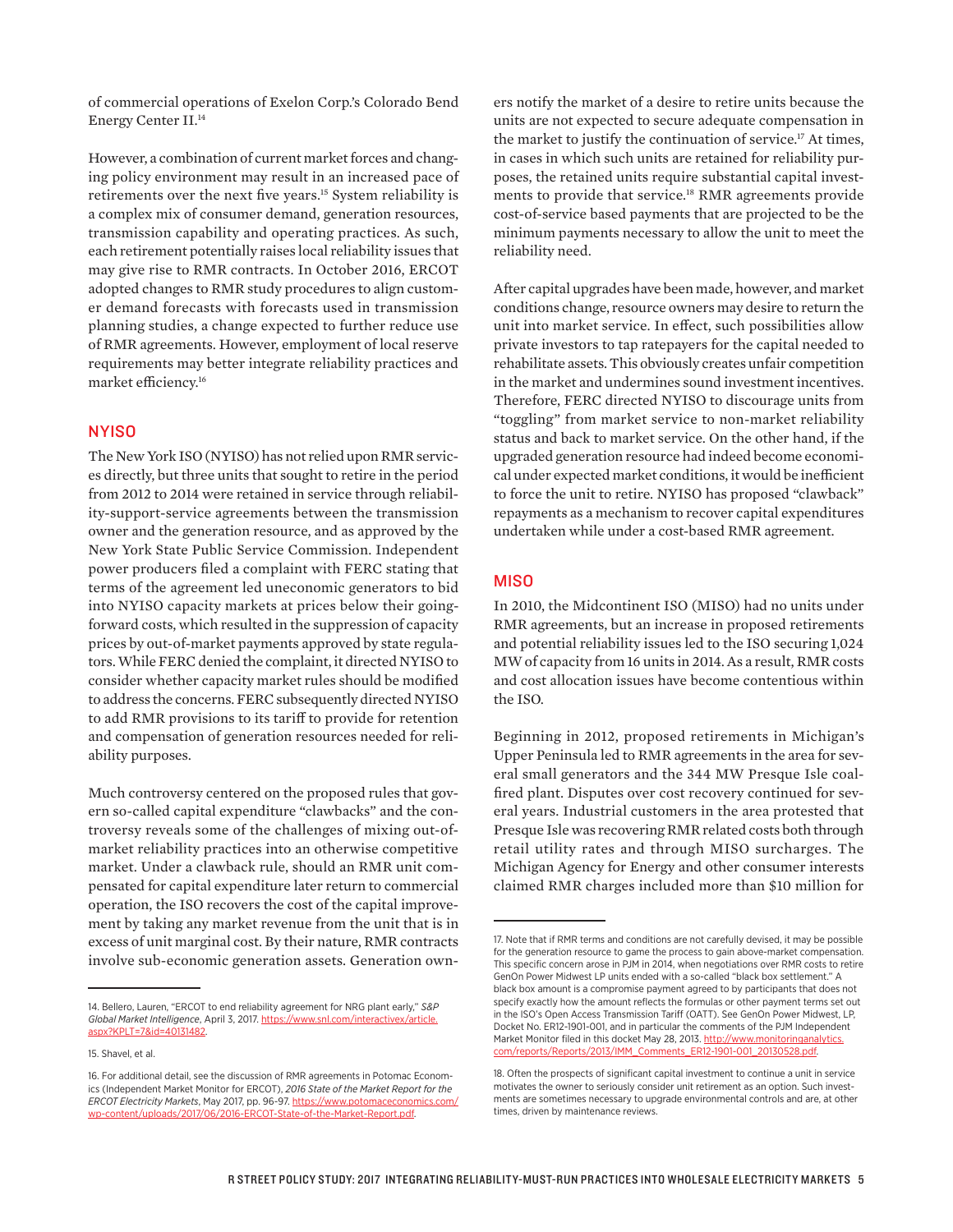of commercial operations of Exelon Corp.'s Colorado Bend Energy Center II.[14]

However, a combination of current market forces and changing policy environment may result in an increased pace of retirements over the next five years.[15] System reliability is a complex mix of consumer demand, generation resources, transmission capability and operating practices. As such, each retirement potentially raises local reliability issues that may give rise to RMR contracts. In October 2016, ERCOT adopted changes to RMR study procedures to align customer demand forecasts with forecasts used in transmission planning studies, a change expected to further reduce use of RMR agreements. However, employment of local reserve requirements may better integrate reliability practices and market efficiency.[16]

## NYISO

The New York ISO (NYISO) has not relied upon RMR services directly, but three units that sought to retire in the period from 2012 to 2014 were retained in service through reliability-support-service agreements between the transmission owner and the generation resource, and as approved by the New York State Public Service Commission. Independent power producers filed a complaint with FERC stating that terms of the agreement led uneconomic generators to bid into NYISO capacity markets at prices below their going-forward costs, which resulted in the suppression of capacity prices by out-of-market payments approved by state regulators. While FERC denied the complaint, it directed NYISO to consider whether capacity market rules should be modified to address the concerns. FERC subsequently directed NYISO to add RMR provisions to its tariff to provide for retention and compensation of generation resources needed for reliability purposes.

Much controversy centered on the proposed rules that govern so-called capital expenditure "clawbacks" and the controversy reveals some of the challenges of mixing out-of-market reliability practices into an otherwise competitive market. Under a clawback rule, should an RMR unit compensated for capital expenditure later return to commercial operation, the ISO recovers the cost of the capital improvement by taking any market revenue from the unit that is in excess of unit marginal cost. By their nature, RMR contracts involve sub-economic generation assets. Generation owners notify the market of a desire to retire units because the units are not expected to secure adequate compensation in the market to justify the continuation of service.[17] At times, in cases in which such units are retained for reliability purposes, the retained units require substantial capital investments to provide that service.[18] RMR agreements provide cost-of-service based payments that are projected to be the minimum payments necessary to allow the unit to meet the reliability need.

After capital upgrades have been made, however, and market conditions change, resource owners may desire to return the unit into market service. In effect, such possibilities allow private investors to tap ratepayers for the capital needed to rehabilitate assets. This obviously creates unfair competition in the market and undermines sound investment incentives. Therefore, FERC directed NYISO to discourage units from "toggling" from market service to non-market reliability status and back to market service. On the other hand, if the upgraded generation resource had indeed become economical under expected market conditions, it would be inefficient to force the unit to retire. NYISO has proposed "clawback" repayments as a mechanism to recover capital expenditures undertaken while under a cost-based RMR agreement.

## MISO

In 2010, the Midcontinent ISO (MISO) had no units under RMR agreements, but an increase in proposed retirements and potential reliability issues led to the ISO securing 1,024 MW of capacity from 16 units in 2014. As a result, RMR costs and cost allocation issues have become contentious within the ISO.

Beginning in 2012, proposed retirements in Michigan's Upper Peninsula led to RMR agreements in the area for several small generators and the 344 MW Presque Isle coal-fired plant. Disputes over cost recovery continued for several years. Industrial customers in the area protested that Presque Isle was recovering RMR related costs both through retail utility rates and through MISO surcharges. The Michigan Agency for Energy and other consumer interests claimed RMR charges included more than $10 million for

---

14. Bellero, Lauren, "ERCOT to end reliability agreement for NRG plant early," *S&P Global Market Intelligence*, April 3, 2017. https://www.snl.com/interactivex/article.aspx?KPLT=7&id=40131482.

15. Shavel, et al.

16. For additional detail, see the discussion of RMR agreements in Potomac Economics (Independent Market Monitor for ERCOT), *2016 State of the Market Report for the ERCOT Electricity Markets*, May 2017, pp. 96-97. https://www.potomaceconomics.com/wp-content/uploads/2017/06/2016-ERCOT-State-of-the-Market-Report.pdf.

17. Note that if RMR terms and conditions are not carefully devised, it may be possible for the generation resource to game the process to gain above-market compensation. This specific concern arose in PJM in 2014, when negotiations over RMR costs to retire GenOn Power Midwest LP units ended with a so-called "black box settlement." A black box amount is a compromise payment agreed to by participants that does not specify exactly how the amount reflects the formulas or other payment terms set out in the ISO's Open Access Transmission Tariff (OATT). See GenOn Power Midwest, LP, Docket No. ER12-1901-001, and in particular the comments of the PJM Independent Market Monitor filed in this docket May 28, 2013. http://www.monitoringanalytics.com/reports/Reports/2013/IMM_Comments_ER12-1901-001_20130528.pdf.

18. Often the prospects of significant capital investment to continue a unit in service motivates the owner to seriously consider unit retirement as an option. Such investments are sometimes necessary to upgrade environmental controls and are, at other times, driven by maintenance reviews.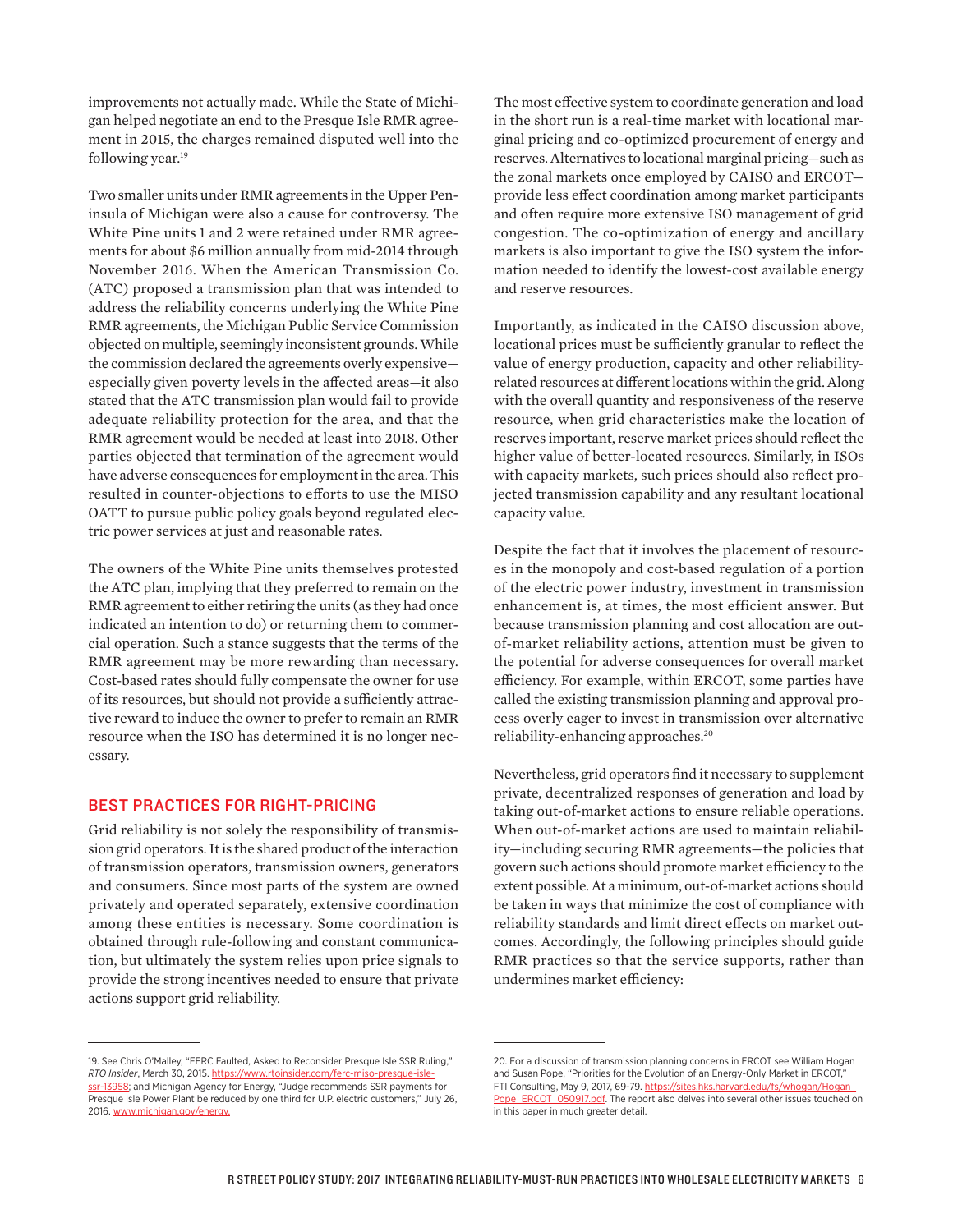improvements not actually made. While the State of Michigan helped negotiate an end to the Presque Isle RMR agreement in 2015, the charges remained disputed well into the following year.[19]

Two smaller units under RMR agreements in the Upper Peninsula of Michigan were also a cause for controversy. The White Pine units 1 and 2 were retained under RMR agreements for about $6 million annually from mid-2014 through November 2016. When the American Transmission Co. (ATC) proposed a transmission plan that was intended to address the reliability concerns underlying the White Pine RMR agreements, the Michigan Public Service Commission objected on multiple, seemingly inconsistent grounds. While the commission declared the agreements overly expensive—especially given poverty levels in the affected areas—it also stated that the ATC transmission plan would fail to provide adequate reliability protection for the area, and that the RMR agreement would be needed at least into 2018. Other parties objected that termination of the agreement would have adverse consequences for employment in the area. This resulted in counter-objections to efforts to use the MISO OATT to pursue public policy goals beyond regulated electric power services at just and reasonable rates.

The owners of the White Pine units themselves protested the ATC plan, implying that they preferred to remain on the RMR agreement to either retiring the units (as they had once indicated an intention to do) or returning them to commercial operation. Such a stance suggests that the terms of the RMR agreement may be more rewarding than necessary. Cost-based rates should fully compensate the owner for use of its resources, but should not provide a sufficiently attractive reward to induce the owner to prefer to remain an RMR resource when the ISO has determined it is no longer necessary.

## BEST PRACTICES FOR RIGHT-PRICING

Grid reliability is not solely the responsibility of transmission grid operators. It is the shared product of the interaction of transmission operators, transmission owners, generators and consumers. Since most parts of the system are owned privately and operated separately, extensive coordination among these entities is necessary. Some coordination is obtained through rule-following and constant communication, but ultimately the system relies upon price signals to provide the strong incentives needed to ensure that private actions support grid reliability.

The most effective system to coordinate generation and load in the short run is a real-time market with locational marginal pricing and co-optimized procurement of energy and reserves. Alternatives to locational marginal pricing—such as the zonal markets once employed by CAISO and ERCOT—provide less effect coordination among market participants and often require more extensive ISO management of grid congestion. The co-optimization of energy and ancillary markets is also important to give the ISO system the information needed to identify the lowest-cost available energy and reserve resources.

Importantly, as indicated in the CAISO discussion above, locational prices must be sufficiently granular to reflect the value of energy production, capacity and other reliability-related resources at different locations within the grid. Along with the overall quantity and responsiveness of the reserve resource, when grid characteristics make the location of reserves important, reserve market prices should reflect the higher value of better-located resources. Similarly, in ISOs with capacity markets, such prices should also reflect projected transmission capability and any resultant locational capacity value.

Despite the fact that it involves the placement of resources in the monopoly and cost-based regulation of a portion of the electric power industry, investment in transmission enhancement is, at times, the most efficient answer. But because transmission planning and cost allocation are out-of-market reliability actions, attention must be given to the potential for adverse consequences for overall market efficiency. For example, within ERCOT, some parties have called the existing transmission planning and approval process overly eager to invest in transmission over alternative reliability-enhancing approaches.[20]

Nevertheless, grid operators find it necessary to supplement private, decentralized responses of generation and load by taking out-of-market actions to ensure reliable operations. When out-of-market actions are used to maintain reliability—including securing RMR agreements—the policies that govern such actions should promote market efficiency to the extent possible. At a minimum, out-of-market actions should be taken in ways that minimize the cost of compliance with reliability standards and limit direct effects on market outcomes. Accordingly, the following principles should guide RMR practices so that the service supports, rather than undermines market efficiency:

---

19. See Chris O'Malley, "FERC Faulted, Asked to Reconsider Presque Isle SSR Ruling," *RTO Insider*, March 30, 2015. https://www.rtoinsider.com/ferc-miso-presque-isle-ssr-13958; and Michigan Agency for Energy, "Judge recommends SSR payments for Presque Isle Power Plant be reduced by one third for U.P. electric customers," July 26, 2016. www.michigan.gov/energy.

20. For a discussion of transmission planning concerns in ERCOT see William Hogan and Susan Pope, "Priorities for the Evolution of an Energy-Only Market in ERCOT," FTI Consulting, May 9, 2017, 69-79. https://sites.hks.harvard.edu/fs/whogan/Hogan_Pope_ERCOT_050917.pdf. The report also delves into several other issues touched on in this paper in much greater detail.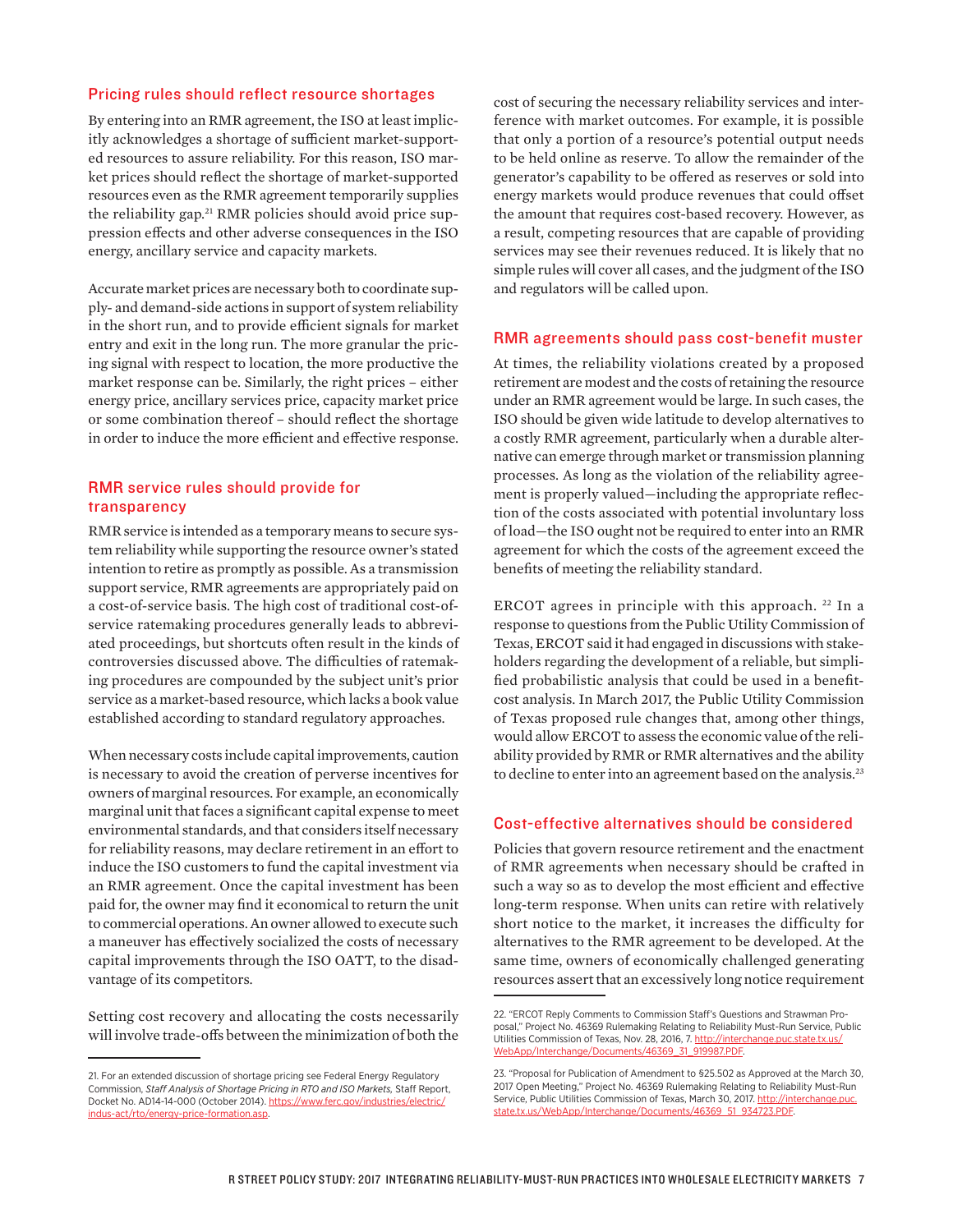## Pricing rules should reflect resource shortages

By entering into an RMR agreement, the ISO at least implicitly acknowledges a shortage of sufficient market-supported resources to assure reliability. For this reason, ISO market prices should reflect the shortage of market-supported resources even as the RMR agreement temporarily supplies the reliability gap.[21] RMR policies should avoid price suppression effects and other adverse consequences in the ISO energy, ancillary service and capacity markets.

Accurate market prices are necessary both to coordinate supply- and demand-side actions in support of system reliability in the short run, and to provide efficient signals for market entry and exit in the long run. The more granular the pricing signal with respect to location, the more productive the market response can be. Similarly, the right prices – either energy price, ancillary services price, capacity market price or some combination thereof – should reflect the shortage in order to induce the more efficient and effective response.

## RMR service rules should provide for transparency

RMR service is intended as a temporary means to secure system reliability while supporting the resource owner's stated intention to retire as promptly as possible. As a transmission support service, RMR agreements are appropriately paid on a cost-of-service basis. The high cost of traditional cost-of-service ratemaking procedures generally leads to abbreviated proceedings, but shortcuts often result in the kinds of controversies discussed above. The difficulties of ratemaking procedures are compounded by the subject unit's prior service as a market-based resource, which lacks a book value established according to standard regulatory approaches.

When necessary costs include capital improvements, caution is necessary to avoid the creation of perverse incentives for owners of marginal resources. For example, an economically marginal unit that faces a significant capital expense to meet environmental standards, and that considers itself necessary for reliability reasons, may declare retirement in an effort to induce the ISO customers to fund the capital investment via an RMR agreement. Once the capital investment has been paid for, the owner may find it economical to return the unit to commercial operations. An owner allowed to execute such a maneuver has effectively socialized the costs of necessary capital improvements through the ISO OATT, to the disadvantage of its competitors.

Setting cost recovery and allocating the costs necessarily will involve trade-offs between the minimization of both the cost of securing the necessary reliability services and interference with market outcomes. For example, it is possible that only a portion of a resource's potential output needs to be held online as reserve. To allow the remainder of the generator's capability to be offered as reserves or sold into energy markets would produce revenues that could offset the amount that requires cost-based recovery. However, as a result, competing resources that are capable of providing services may see their revenues reduced. It is likely that no simple rules will cover all cases, and the judgment of the ISO and regulators will be called upon.

## RMR agreements should pass cost-benefit muster

At times, the reliability violations created by a proposed retirement are modest and the costs of retaining the resource under an RMR agreement would be large. In such cases, the ISO should be given wide latitude to develop alternatives to a costly RMR agreement, particularly when a durable alternative can emerge through market or transmission planning processes. As long as the violation of the reliability agreement is properly valued—including the appropriate reflection of the costs associated with potential involuntary loss of load—the ISO ought not be required to enter into an RMR agreement for which the costs of the agreement exceed the benefits of meeting the reliability standard.

ERCOT agrees in principle with this approach.[22] In a response to questions from the Public Utility Commission of Texas, ERCOT said it had engaged in discussions with stakeholders regarding the development of a reliable, but simplified probabilistic analysis that could be used in a benefit-cost analysis. In March 2017, the Public Utility Commission of Texas proposed rule changes that, among other things, would allow ERCOT to assess the economic value of the reliability provided by RMR or RMR alternatives and the ability to decline to enter into an agreement based on the analysis.[23]

## Cost-effective alternatives should be considered

Policies that govern resource retirement and the enactment of RMR agreements when necessary should be crafted in such a way so as to develop the most efficient and effective long-term response. When units can retire with relatively short notice to the market, it increases the difficulty for alternatives to the RMR agreement to be developed. At the same time, owners of economically challenged generating resources assert that an excessively long notice requirement

---

21. For an extended discussion of shortage pricing see Federal Energy Regulatory Commission, *Staff Analysis of Shortage Pricing in RTO and ISO Markets,* Staff Report, Docket No. AD14-14-000 (October 2014). https://www.ferc.gov/industries/electric/indus-act/rto/energy-price-formation.asp.

22. "ERCOT Reply Comments to Commission Staff's Questions and Strawman Proposal," Project No. 46369 Rulemaking Relating to Reliability Must-Run Service, Public Utilities Commission of Texas, Nov. 28, 2016, 7. http://interchange.puc.state.tx.us/WebApp/Interchange/Documents/46369_31_919987.PDF.

23. "Proposal for Publication of Amendment to §25.502 as Approved at the March 30, 2017 Open Meeting," Project No. 46369 Rulemaking Relating to Reliability Must-Run Service, Public Utilities Commission of Texas, March 30, 2017. http://interchange.puc.state.tx.us/WebApp/Interchange/Documents/46369_51_934723.PDF.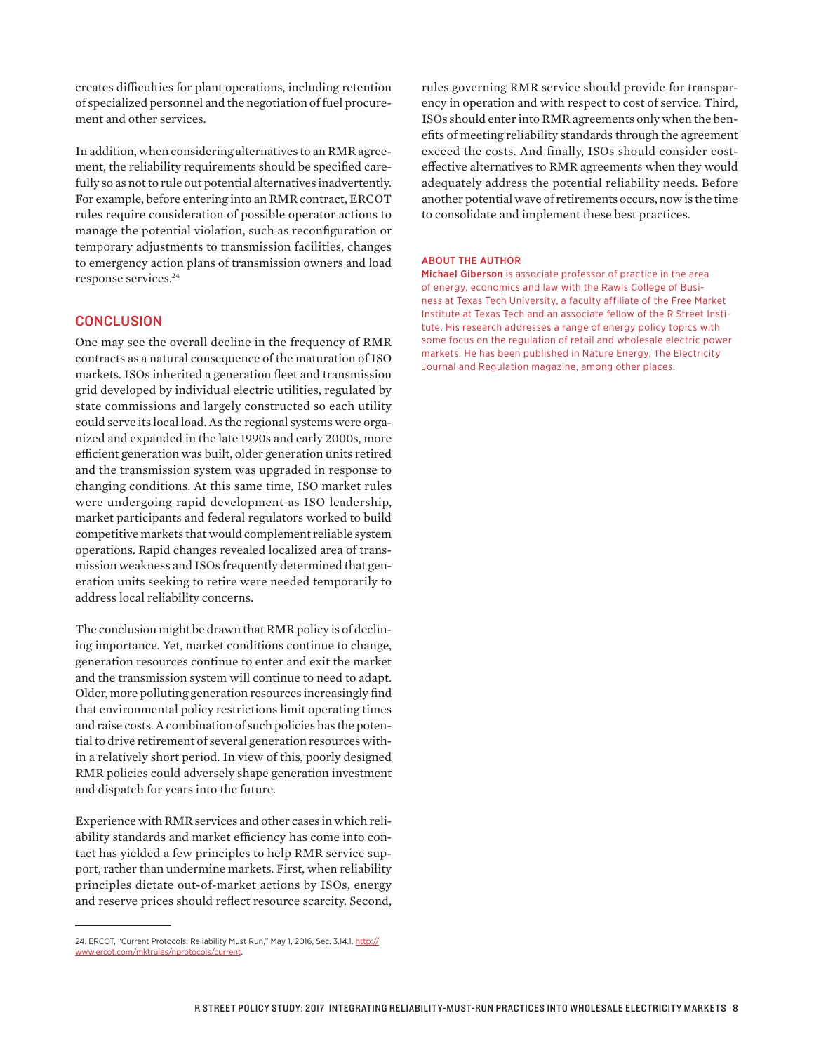creates difficulties for plant operations, including retention of specialized personnel and the negotiation of fuel procurement and other services.

In addition, when considering alternatives to an RMR agreement, the reliability requirements should be specified carefully so as not to rule out potential alternatives inadvertently. For example, before entering into an RMR contract, ERCOT rules require consideration of possible operator actions to manage the potential violation, such as reconfiguration or temporary adjustments to transmission facilities, changes to emergency action plans of transmission owners and load response services.[24]

## CONCLUSION

One may see the overall decline in the frequency of RMR contracts as a natural consequence of the maturation of ISO markets. ISOs inherited a generation fleet and transmission grid developed by individual electric utilities, regulated by state commissions and largely constructed so each utility could serve its local load. As the regional systems were organized and expanded in the late 1990s and early 2000s, more efficient generation was built, older generation units retired and the transmission system was upgraded in response to changing conditions. At this same time, ISO market rules were undergoing rapid development as ISO leadership, market participants and federal regulators worked to build competitive markets that would complement reliable system operations. Rapid changes revealed localized area of transmission weakness and ISOs frequently determined that generation units seeking to retire were needed temporarily to address local reliability concerns.

The conclusion might be drawn that RMR policy is of declining importance. Yet, market conditions continue to change, generation resources continue to enter and exit the market and the transmission system will continue to need to adapt. Older, more polluting generation resources increasingly find that environmental policy restrictions limit operating times and raise costs. A combination of such policies has the potential to drive retirement of several generation resources within a relatively short period. In view of this, poorly designed RMR policies could adversely shape generation investment and dispatch for years into the future.

Experience with RMR services and other cases in which reliability standards and market efficiency has come into contact has yielded a few principles to help RMR service support, rather than undermine markets. First, when reliability principles dictate out-of-market actions by ISOs, energy and reserve prices should reflect resource scarcity. Second, rules governing RMR service should provide for transparency in operation and with respect to cost of service. Third, ISOs should enter into RMR agreements only when the benefits of meeting reliability standards through the agreement exceed the costs. And finally, ISOs should consider cost-effective alternatives to RMR agreements when they would adequately address the potential reliability needs. Before another potential wave of retirements occurs, now is the time to consolidate and implement these best practices.

### ABOUT THE AUTHOR

**Michael Giberson** is associate professor of practice in the area of energy, economics and law with the Rawls College of Business at Texas Tech University, a faculty affiliate of the Free Market Institute at Texas Tech and an associate fellow of the R Street Institute. His research addresses a range of energy policy topics with some focus on the regulation of retail and wholesale electric power markets. He has been published in Nature Energy, The Electricity Journal and Regulation magazine, among other places.

---

24. ERCOT, "Current Protocols: Reliability Must Run," May 1, 2016, Sec. 3.14.1. http://www.ercot.com/mktrules/nprotocols/current.